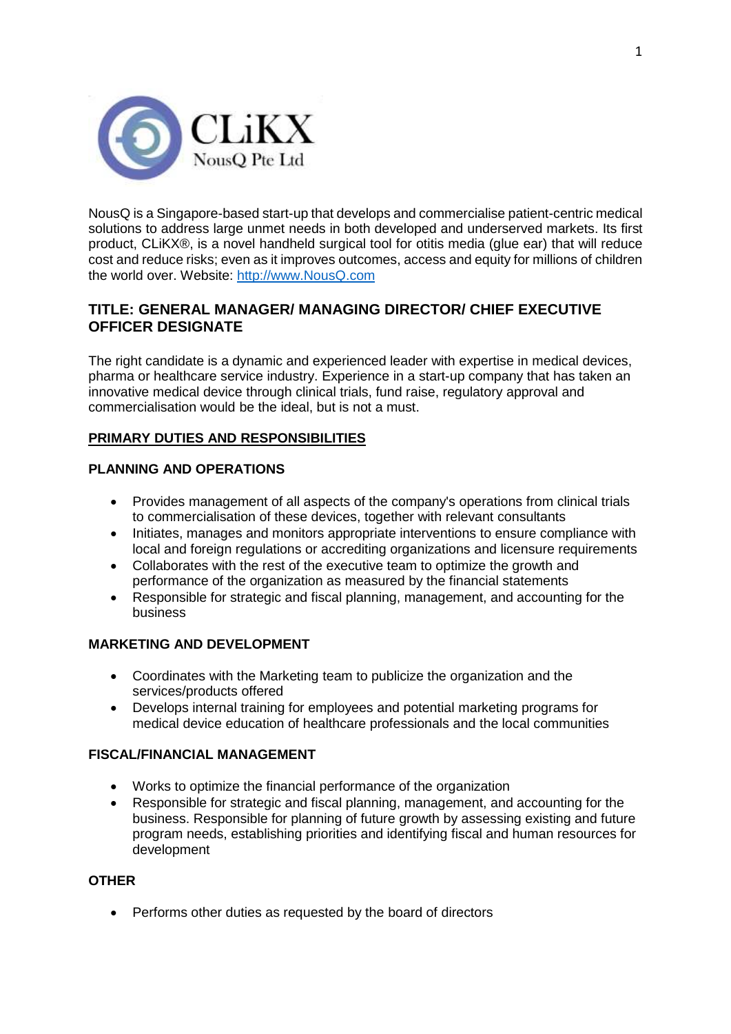CLiKX
NousQ Pte Ltd

NousQ is a Singapore-based start-up that develops and commercialise patient-centric medical solutions to address large unmet needs in both developed and underserved markets. Its first product, CLiKX®, is a novel handheld surgical tool for otitis media (glue ear) that will reduce cost and reduce risks; even as it improves outcomes, access and equity for millions of children the world over. Website: [http://www.NousQ.com](http://www.NousQ.com)

## TITLE: GENERAL MANAGER/ MANAGING DIRECTOR/ CHIEF EXECUTIVE OFFICER DESIGNATE

The right candidate is a dynamic and experienced leader with expertise in medical devices, pharma or healthcare service industry. Experience in a start-up company that has taken an innovative medical device through clinical trials, fund raise, regulatory approval and commercialisation would be the ideal, but is not a must.

### PRIMARY DUTIES AND RESPONSIBILITIES

#### PLANNING AND OPERATIONS

- Provides management of all aspects of the company's operations from clinical trials to commercialisation of these devices, together with relevant consultants
- Initiates, manages and monitors appropriate interventions to ensure compliance with local and foreign regulations or accrediting organizations and licensure requirements
- Collaborates with the rest of the executive team to optimize the growth and performance of the organization as measured by the financial statements
- Responsible for strategic and fiscal planning, management, and accounting for the business

#### MARKETING AND DEVELOPMENT

- Coordinates with the Marketing team to publicize the organization and the services/products offered
- Develops internal training for employees and potential marketing programs for medical device education of healthcare professionals and the local communities

#### FISCAL/FINANCIAL MANAGEMENT

- Works to optimize the financial performance of the organization
- Responsible for strategic and fiscal planning, management, and accounting for the business. Responsible for planning of future growth by assessing existing and future program needs, establishing priorities and identifying fiscal and human resources for development

#### OTHER

- Performs other duties as requested by the board of directors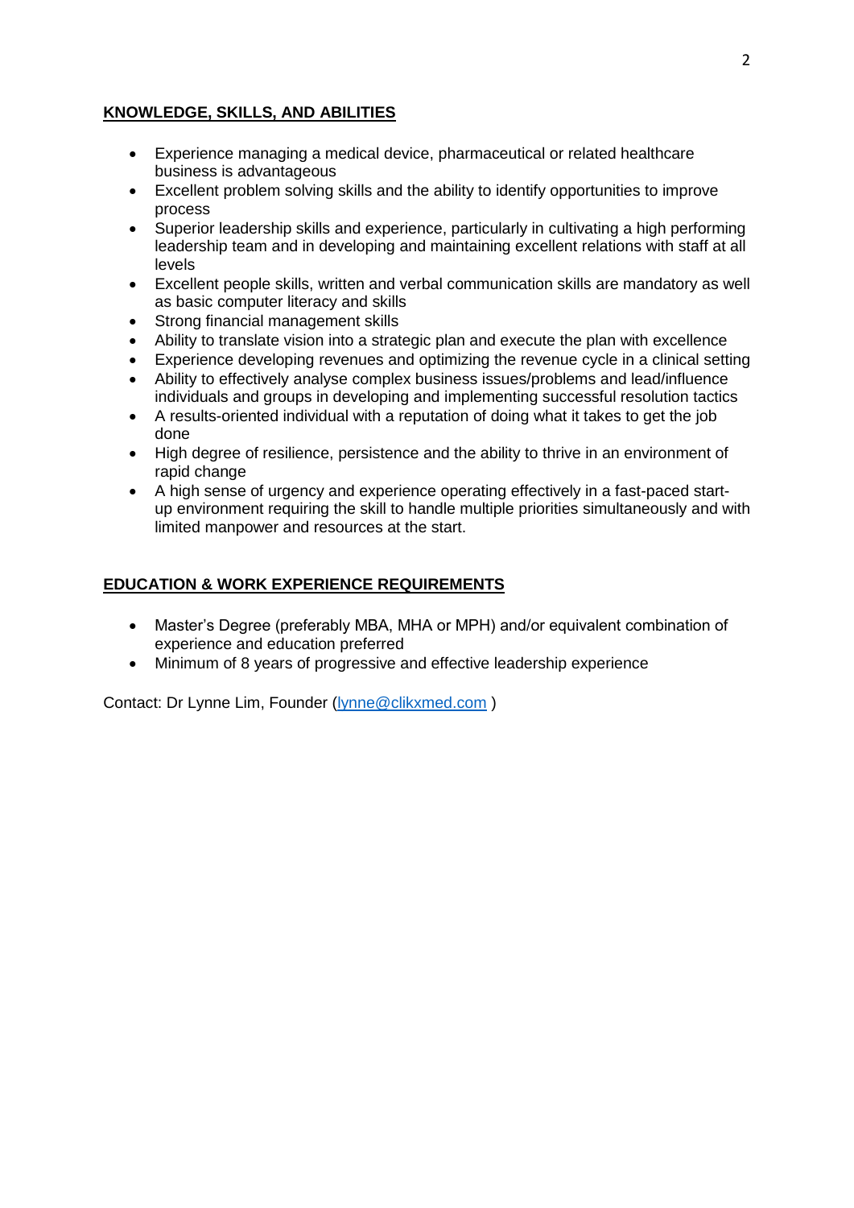## KNOWLEDGE, SKILLS, AND ABILITIES

- Experience managing a medical device, pharmaceutical or related healthcare business is advantageous
- Excellent problem solving skills and the ability to identify opportunities to improve process
- Superior leadership skills and experience, particularly in cultivating a high performing leadership team and in developing and maintaining excellent relations with staff at all levels
- Excellent people skills, written and verbal communication skills are mandatory as well as basic computer literacy and skills
- Strong financial management skills
- Ability to translate vision into a strategic plan and execute the plan with excellence
- Experience developing revenues and optimizing the revenue cycle in a clinical setting
- Ability to effectively analyse complex business issues/problems and lead/influence individuals and groups in developing and implementing successful resolution tactics
- A results-oriented individual with a reputation of doing what it takes to get the job done
- High degree of resilience, persistence and the ability to thrive in an environment of rapid change
- A high sense of urgency and experience operating effectively in a fast-paced start-up environment requiring the skill to handle multiple priorities simultaneously and with limited manpower and resources at the start.

## EDUCATION & WORK EXPERIENCE REQUIREMENTS

- Master's Degree (preferably MBA, MHA or MPH) and/or equivalent combination of experience and education preferred
- Minimum of 8 years of progressive and effective leadership experience

Contact: Dr Lynne Lim, Founder (lynne@clikxmed.com )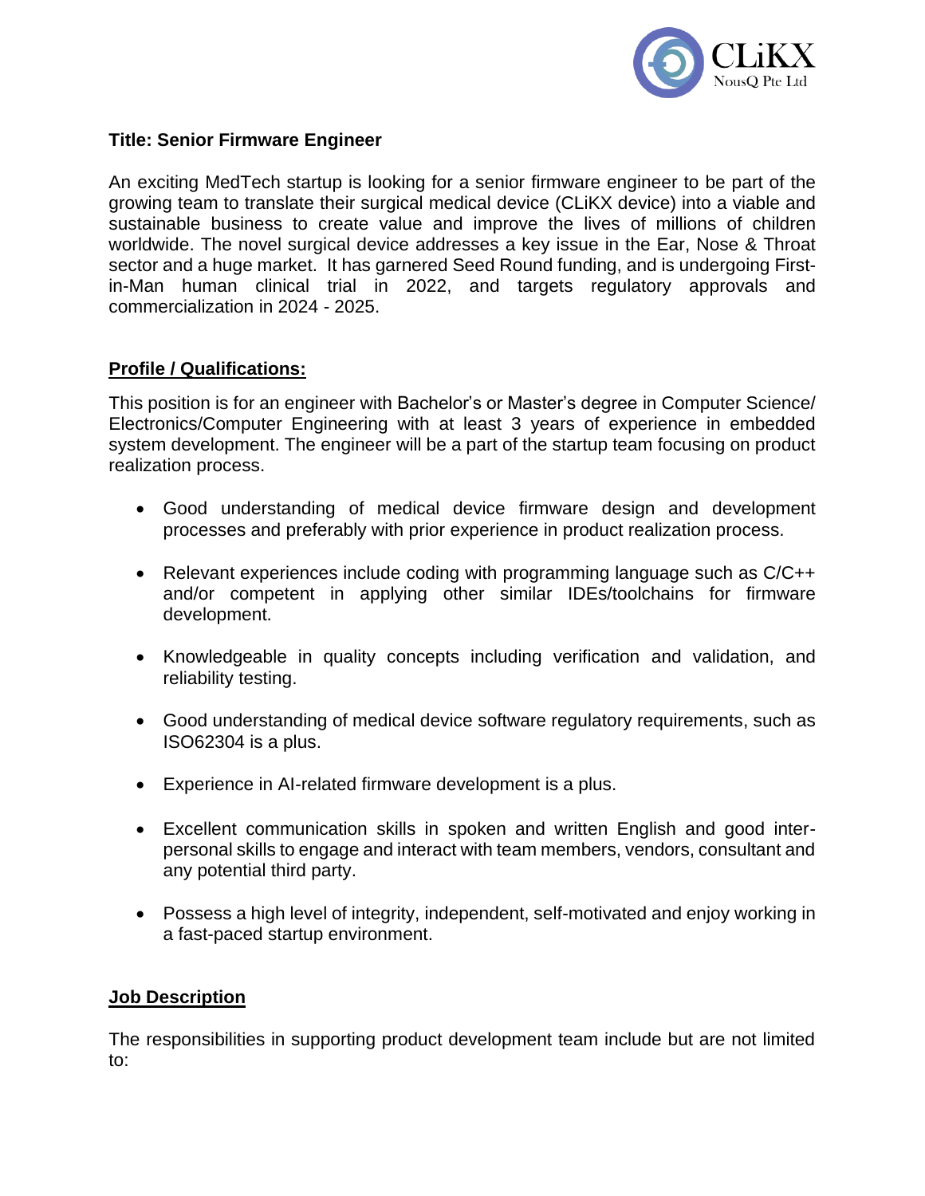CLiKX
NousQ Pte Ltd

**Title: Senior Firmware Engineer**

An exciting MedTech startup is looking for a senior firmware engineer to be part of the growing team to translate their surgical medical device (CLiKX device) into a viable and sustainable business to create value and improve the lives of millions of children worldwide. The novel surgical device addresses a key issue in the Ear, Nose & Throat sector and a huge market. It has garnered Seed Round funding, and is undergoing First-in-Man human clinical trial in 2022, and targets regulatory approvals and commercialization in 2024 - 2025.

## Profile / Qualifications:

This position is for an engineer with Bachelor's or Master's degree in Computer Science/ Electronics/Computer Engineering with at least 3 years of experience in embedded system development. The engineer will be a part of the startup team focusing on product realization process.

- Good understanding of medical device firmware design and development processes and preferably with prior experience in product realization process.
- Relevant experiences include coding with programming language such as C/C++ and/or competent in applying other similar IDEs/toolchains for firmware development.
- Knowledgeable in quality concepts including verification and validation, and reliability testing.
- Good understanding of medical device software regulatory requirements, such as ISO62304 is a plus.
- Experience in AI-related firmware development is a plus.
- Excellent communication skills in spoken and written English and good inter-personal skills to engage and interact with team members, vendors, consultant and any potential third party.
- Possess a high level of integrity, independent, self-motivated and enjoy working in a fast-paced startup environment.

## Job Description

The responsibilities in supporting product development team include but are not limited to: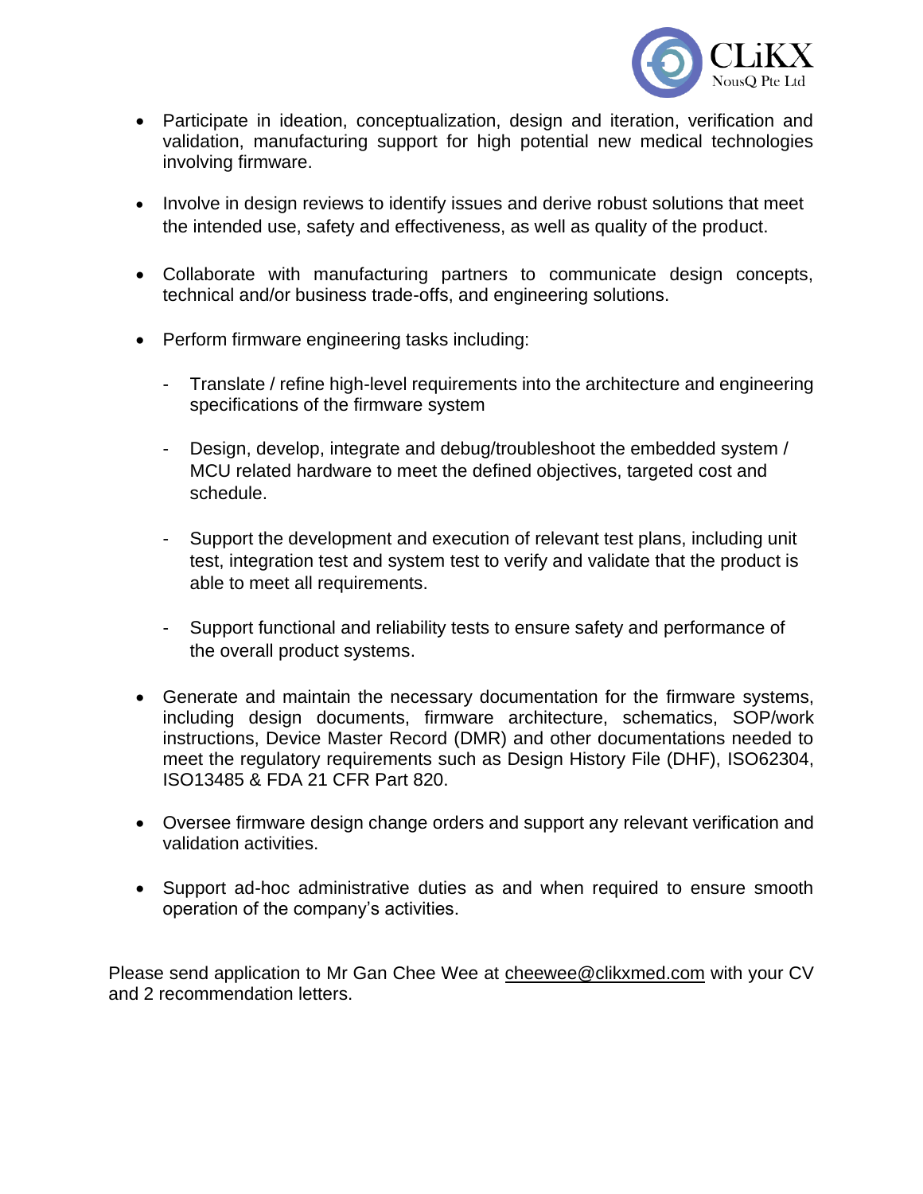- Participate in ideation, conceptualization, design and iteration, verification and validation, manufacturing support for high potential new medical technologies involving firmware.

- Involve in design reviews to identify issues and derive robust solutions that meet the intended use, safety and effectiveness, as well as quality of the product.

- Collaborate with manufacturing partners to communicate design concepts, technical and/or business trade-offs, and engineering solutions.

- Perform firmware engineering tasks including:

  - Translate / refine high-level requirements into the architecture and engineering specifications of the firmware system

  - Design, develop, integrate and debug/troubleshoot the embedded system / MCU related hardware to meet the defined objectives, targeted cost and schedule.

  - Support the development and execution of relevant test plans, including unit test, integration test and system test to verify and validate that the product is able to meet all requirements.

  - Support functional and reliability tests to ensure safety and performance of the overall product systems.

- Generate and maintain the necessary documentation for the firmware systems, including design documents, firmware architecture, schematics, SOP/work instructions, Device Master Record (DMR) and other documentations needed to meet the regulatory requirements such as Design History File (DHF), ISO62304, ISO13485 & FDA 21 CFR Part 820.

- Oversee firmware design change orders and support any relevant verification and validation activities.

- Support ad-hoc administrative duties as and when required to ensure smooth operation of the company's activities.

Please send application to Mr Gan Chee Wee at cheewee@clikxmed.com with your CV and 2 recommendation letters.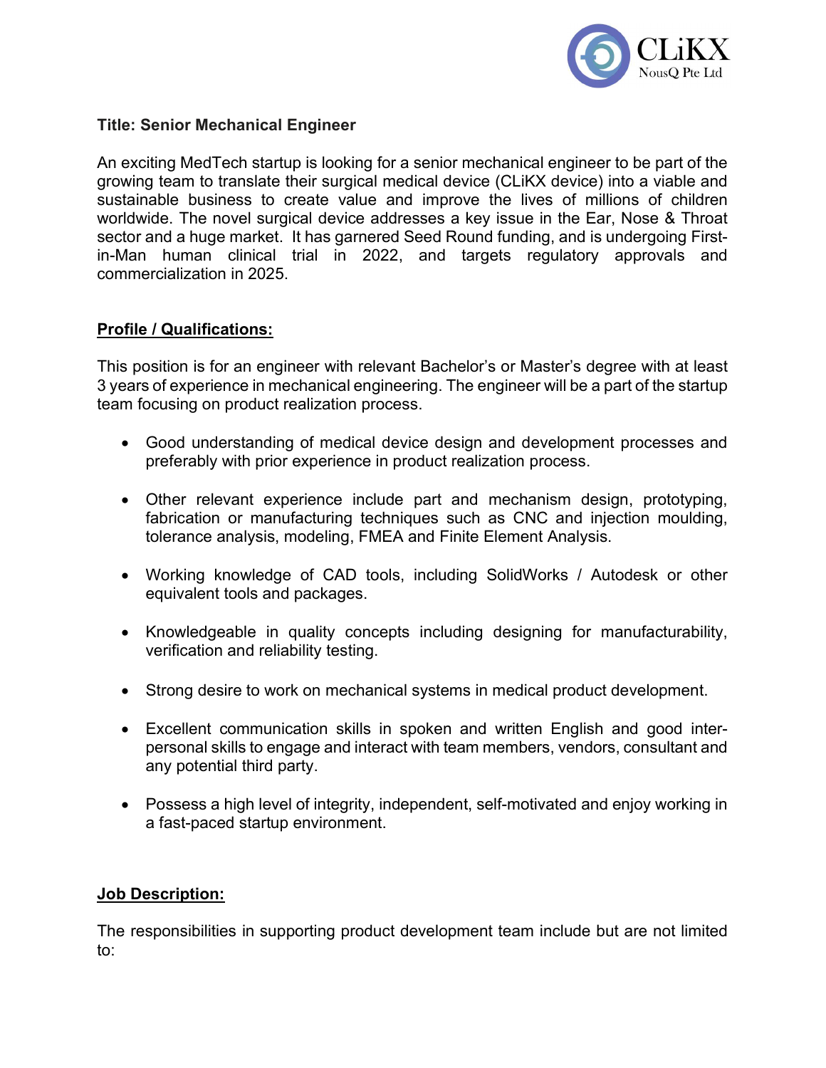**Title: Senior Mechanical Engineer**

An exciting MedTech startup is looking for a senior mechanical engineer to be part of the growing team to translate their surgical medical device (CLiKX device) into a viable and sustainable business to create value and improve the lives of millions of children worldwide. The novel surgical device addresses a key issue in the Ear, Nose & Throat sector and a huge market. It has garnered Seed Round funding, and is undergoing First-in-Man human clinical trial in 2022, and targets regulatory approvals and commercialization in 2025.

## Profile / Qualifications:

This position is for an engineer with relevant Bachelor's or Master's degree with at least 3 years of experience in mechanical engineering. The engineer will be a part of the startup team focusing on product realization process.

- Good understanding of medical device design and development processes and preferably with prior experience in product realization process.
- Other relevant experience include part and mechanism design, prototyping, fabrication or manufacturing techniques such as CNC and injection moulding, tolerance analysis, modeling, FMEA and Finite Element Analysis.
- Working knowledge of CAD tools, including SolidWorks / Autodesk or other equivalent tools and packages.
- Knowledgeable in quality concepts including designing for manufacturability, verification and reliability testing.
- Strong desire to work on mechanical systems in medical product development.
- Excellent communication skills in spoken and written English and good inter-personal skills to engage and interact with team members, vendors, consultant and any potential third party.
- Possess a high level of integrity, independent, self-motivated and enjoy working in a fast-paced startup environment.

## Job Description:

The responsibilities in supporting product development team include but are not limited to: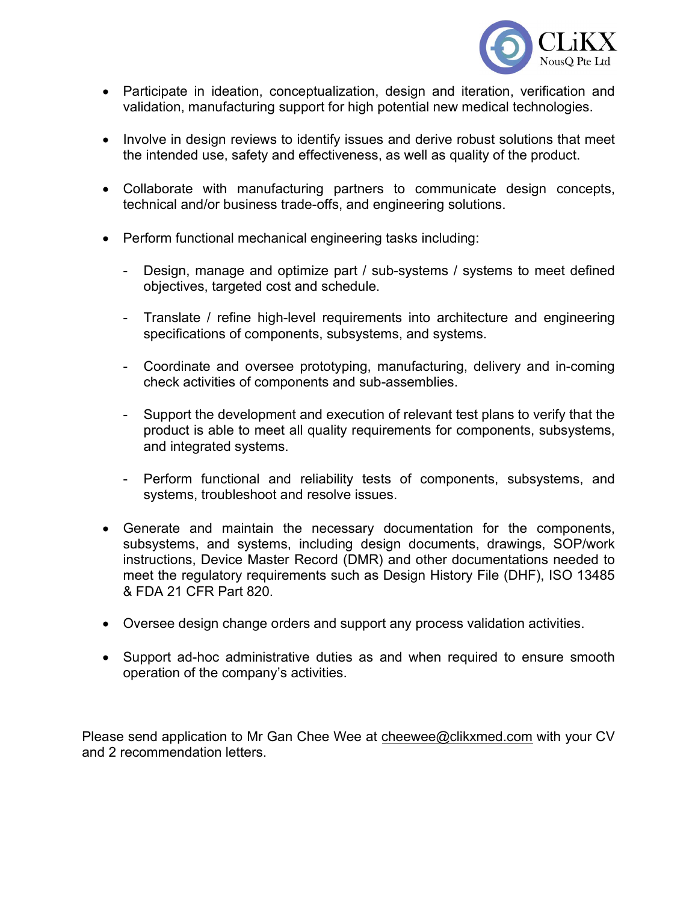- Participate in ideation, conceptualization, design and iteration, verification and validation, manufacturing support for high potential new medical technologies.

- Involve in design reviews to identify issues and derive robust solutions that meet the intended use, safety and effectiveness, as well as quality of the product.

- Collaborate with manufacturing partners to communicate design concepts, technical and/or business trade-offs, and engineering solutions.

- Perform functional mechanical engineering tasks including:

  - Design, manage and optimize part / sub-systems / systems to meet defined objectives, targeted cost and schedule.

  - Translate / refine high-level requirements into architecture and engineering specifications of components, subsystems, and systems.

  - Coordinate and oversee prototyping, manufacturing, delivery and in-coming check activities of components and sub-assemblies.

  - Support the development and execution of relevant test plans to verify that the product is able to meet all quality requirements for components, subsystems, and integrated systems.

  - Perform functional and reliability tests of components, subsystems, and systems, troubleshoot and resolve issues.

- Generate and maintain the necessary documentation for the components, subsystems, and systems, including design documents, drawings, SOP/work instructions, Device Master Record (DMR) and other documentations needed to meet the regulatory requirements such as Design History File (DHF), ISO 13485 & FDA 21 CFR Part 820.

- Oversee design change orders and support any process validation activities.

- Support ad-hoc administrative duties as and when required to ensure smooth operation of the company's activities.

Please send application to Mr Gan Chee Wee at cheewee@clikxmed.com with your CV and 2 recommendation letters.